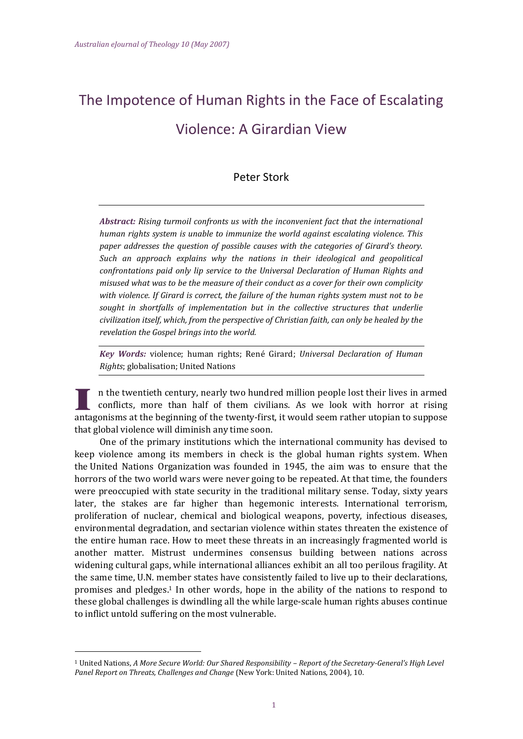# The Impotence of Human Rights in the Face of Escalating Violence: A Girardian View

Peter Stork

***Abstract:*** *Rising turmoil confronts us with the inconvenient fact that the international human rights system is unable to immunize the world against escalating violence. This paper addresses the question of possible causes with the categories of Girard's theory. Such an approach explains why the nations in their ideological and geopolitical confrontations paid only lip service to the Universal Declaration of Human Rights and misused what was to be the measure of their conduct as a cover for their own complicity with violence. If Girard is correct, the failure of the human rights system must not to be sought in shortfalls of implementation but in the collective structures that underlie civilization itself, which, from the perspective of Christian faith, can only be healed by the revelation the Gospel brings into the world.*

***Key Words:*** violence; human rights; René Girard; *Universal Declaration of Human Rights*; globalisation; United Nations

In the twentieth century, nearly two hundred million people lost their lives in armed conflicts, more than half of them civilians. As we look with horror at rising antagonisms at the beginning of the twenty-first, it would seem rather utopian to suppose that global violence will diminish any time soon.

One of the primary institutions which the international community has devised to keep violence among its members in check is the global human rights system. When the United Nations Organization was founded in 1945, the aim was to ensure that the horrors of the two world wars were never going to be repeated. At that time, the founders were preoccupied with state security in the traditional military sense. Today, sixty years later, the stakes are far higher than hegemonic interests. International terrorism, proliferation of nuclear, chemical and biological weapons, poverty, infectious diseases, environmental degradation, and sectarian violence within states threaten the existence of the entire human race. How to meet these threats in an increasingly fragmented world is another matter. Mistrust undermines consensus building between nations across widening cultural gaps, while international alliances exhibit an all too perilous fragility. At the same time, U.N. member states have consistently failed to live up to their declarations, promises and pledges.[1] In other words, hope in the ability of the nations to respond to these global challenges is dwindling all the while large-scale human rights abuses continue to inflict untold suffering on the most vulnerable.

[1] United Nations, *A More Secure World: Our Shared Responsibility – Report of the Secretary-General's High Level Panel Report on Threats, Challenges and Change* (New York: United Nations, 2004), 10.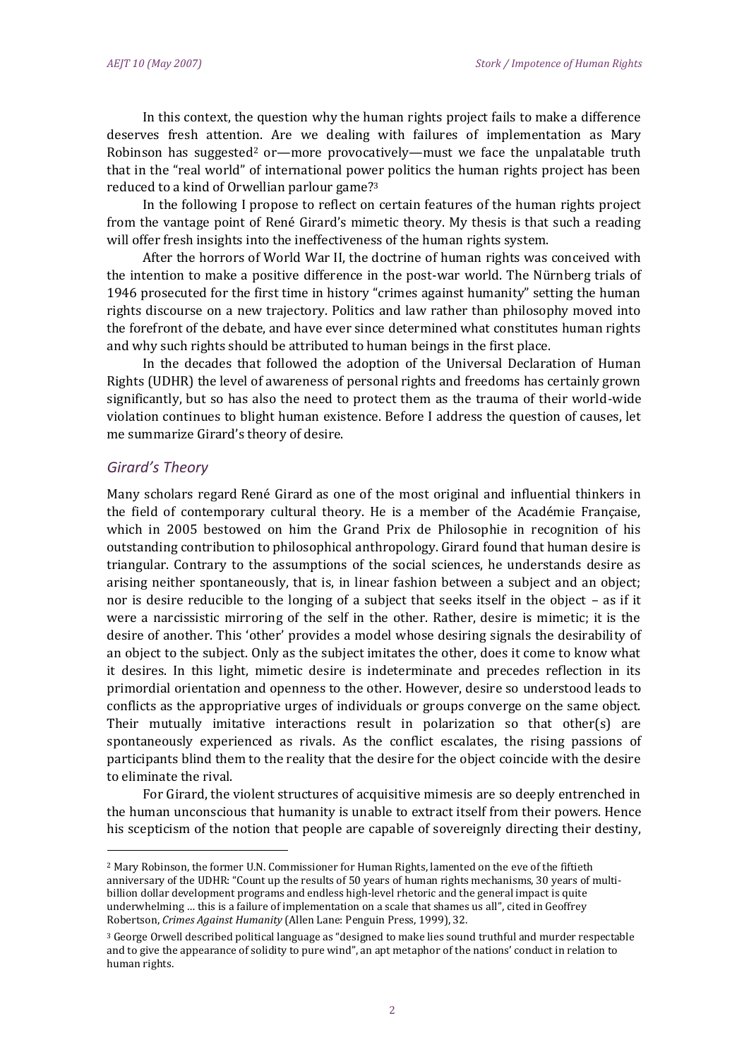In this context, the question why the human rights project fails to make a difference deserves fresh attention. Are we dealing with failures of implementation as Mary Robinson has suggested[2] or—more provocatively—must we face the unpalatable truth that in the "real world" of international power politics the human rights project has been reduced to a kind of Orwellian parlour game?[3]

In the following I propose to reflect on certain features of the human rights project from the vantage point of René Girard's mimetic theory. My thesis is that such a reading will offer fresh insights into the ineffectiveness of the human rights system.

After the horrors of World War II, the doctrine of human rights was conceived with the intention to make a positive difference in the post-war world. The Nürnberg trials of 1946 prosecuted for the first time in history "crimes against humanity" setting the human rights discourse on a new trajectory. Politics and law rather than philosophy moved into the forefront of the debate, and have ever since determined what constitutes human rights and why such rights should be attributed to human beings in the first place.

In the decades that followed the adoption of the Universal Declaration of Human Rights (UDHR) the level of awareness of personal rights and freedoms has certainly grown significantly, but so has also the need to protect them as the trauma of their world-wide violation continues to blight human existence. Before I address the question of causes, let me summarize Girard's theory of desire.

## *Girard's Theory*

Many scholars regard René Girard as one of the most original and influential thinkers in the field of contemporary cultural theory. He is a member of the Académie Française, which in 2005 bestowed on him the Grand Prix de Philosophie in recognition of his outstanding contribution to philosophical anthropology. Girard found that human desire is triangular. Contrary to the assumptions of the social sciences, he understands desire as arising neither spontaneously, that is, in linear fashion between a subject and an object; nor is desire reducible to the longing of a subject that seeks itself in the object – as if it were a narcissistic mirroring of the self in the other. Rather, desire is mimetic; it is the desire of another. This 'other' provides a model whose desiring signals the desirability of an object to the subject. Only as the subject imitates the other, does it come to know what it desires. In this light, mimetic desire is indeterminate and precedes reflection in its primordial orientation and openness to the other. However, desire so understood leads to conflicts as the appropriative urges of individuals or groups converge on the same object. Their mutually imitative interactions result in polarization so that other(s) are spontaneously experienced as rivals. As the conflict escalates, the rising passions of participants blind them to the reality that the desire for the object coincide with the desire to eliminate the rival.

For Girard, the violent structures of acquisitive mimesis are so deeply entrenched in the human unconscious that humanity is unable to extract itself from their powers. Hence his scepticism of the notion that people are capable of sovereignly directing their destiny,

---

[2] Mary Robinson, the former U.N. Commissioner for Human Rights, lamented on the eve of the fiftieth anniversary of the UDHR: "Count up the results of 50 years of human rights mechanisms, 30 years of multi-billion dollar development programs and endless high-level rhetoric and the general impact is quite underwhelming … this is a failure of implementation on a scale that shames us all", cited in Geoffrey Robertson, *Crimes Against Humanity* (Allen Lane: Penguin Press, 1999), 32.

[3] George Orwell described political language as "designed to make lies sound truthful and murder respectable and to give the appearance of solidity to pure wind", an apt metaphor of the nations' conduct in relation to human rights.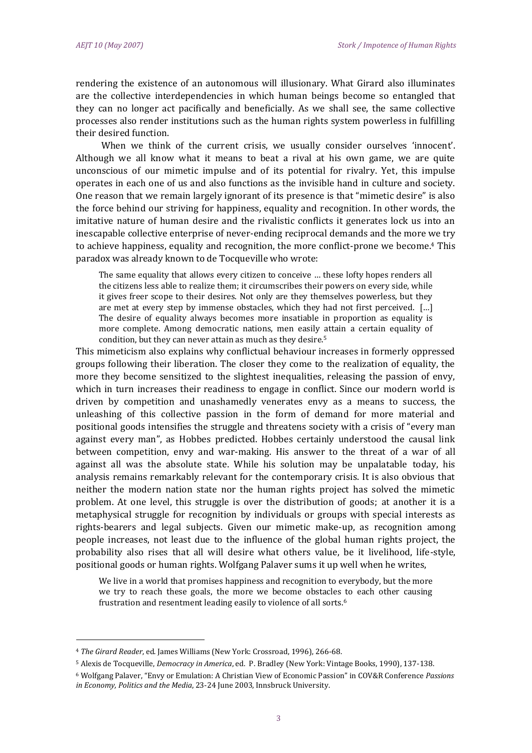rendering the existence of an autonomous will illusionary. What Girard also illuminates are the collective interdependencies in which human beings become so entangled that they can no longer act pacifically and beneficially. As we shall see, the same collective processes also render institutions such as the human rights system powerless in fulfilling their desired function.

When we think of the current crisis, we usually consider ourselves 'innocent'. Although we all know what it means to beat a rival at his own game, we are quite unconscious of our mimetic impulse and of its potential for rivalry. Yet, this impulse operates in each one of us and also functions as the invisible hand in culture and society. One reason that we remain largely ignorant of its presence is that "mimetic desire" is also the force behind our striving for happiness, equality and recognition. In other words, the imitative nature of human desire and the rivalistic conflicts it generates lock us into an inescapable collective enterprise of never-ending reciprocal demands and the more we try to achieve happiness, equality and recognition, the more conflict-prone we become.[4] This paradox was already known to de Tocqueville who wrote:

> The same equality that allows every citizen to conceive … these lofty hopes renders all the citizens less able to realize them; it circumscribes their powers on every side, while it gives freer scope to their desires. Not only are they themselves powerless, but they are met at every step by immense obstacles, which they had not first perceived. […] The desire of equality always becomes more insatiable in proportion as equality is more complete. Among democratic nations, men easily attain a certain equality of condition, but they can never attain as much as they desire.[5]

This mimeticism also explains why conflictual behaviour increases in formerly oppressed groups following their liberation. The closer they come to the realization of equality, the more they become sensitized to the slightest inequalities, releasing the passion of envy, which in turn increases their readiness to engage in conflict. Since our modern world is driven by competition and unashamedly venerates envy as a means to success, the unleashing of this collective passion in the form of demand for more material and positional goods intensifies the struggle and threatens society with a crisis of "every man against every man", as Hobbes predicted. Hobbes certainly understood the causal link between competition, envy and war-making. His answer to the threat of a war of all against all was the absolute state. While his solution may be unpalatable today, his analysis remains remarkably relevant for the contemporary crisis. It is also obvious that neither the modern nation state nor the human rights project has solved the mimetic problem. At one level, this struggle is over the distribution of goods; at another it is a metaphysical struggle for recognition by individuals or groups with special interests as rights-bearers and legal subjects. Given our mimetic make-up, as recognition among people increases, not least due to the influence of the global human rights project, the probability also rises that all will desire what others value, be it livelihood, life-style, positional goods or human rights. Wolfgang Palaver sums it up well when he writes,

> We live in a world that promises happiness and recognition to everybody, but the more we try to reach these goals, the more we become obstacles to each other causing frustration and resentment leading easily to violence of all sorts.[6]

---

[4] *The Girard Reader*, ed. James Williams (New York: Crossroad, 1996), 266-68.

[5] Alexis de Tocqueville, *Democracy in America*, ed. P. Bradley (New York: Vintage Books, 1990), 137-138.

[6] Wolfgang Palaver, "Envy or Emulation: A Christian View of Economic Passion" in COV&R Conference *Passions in Economy, Politics and the Media*, 23-24 June 2003, Innsbruck University.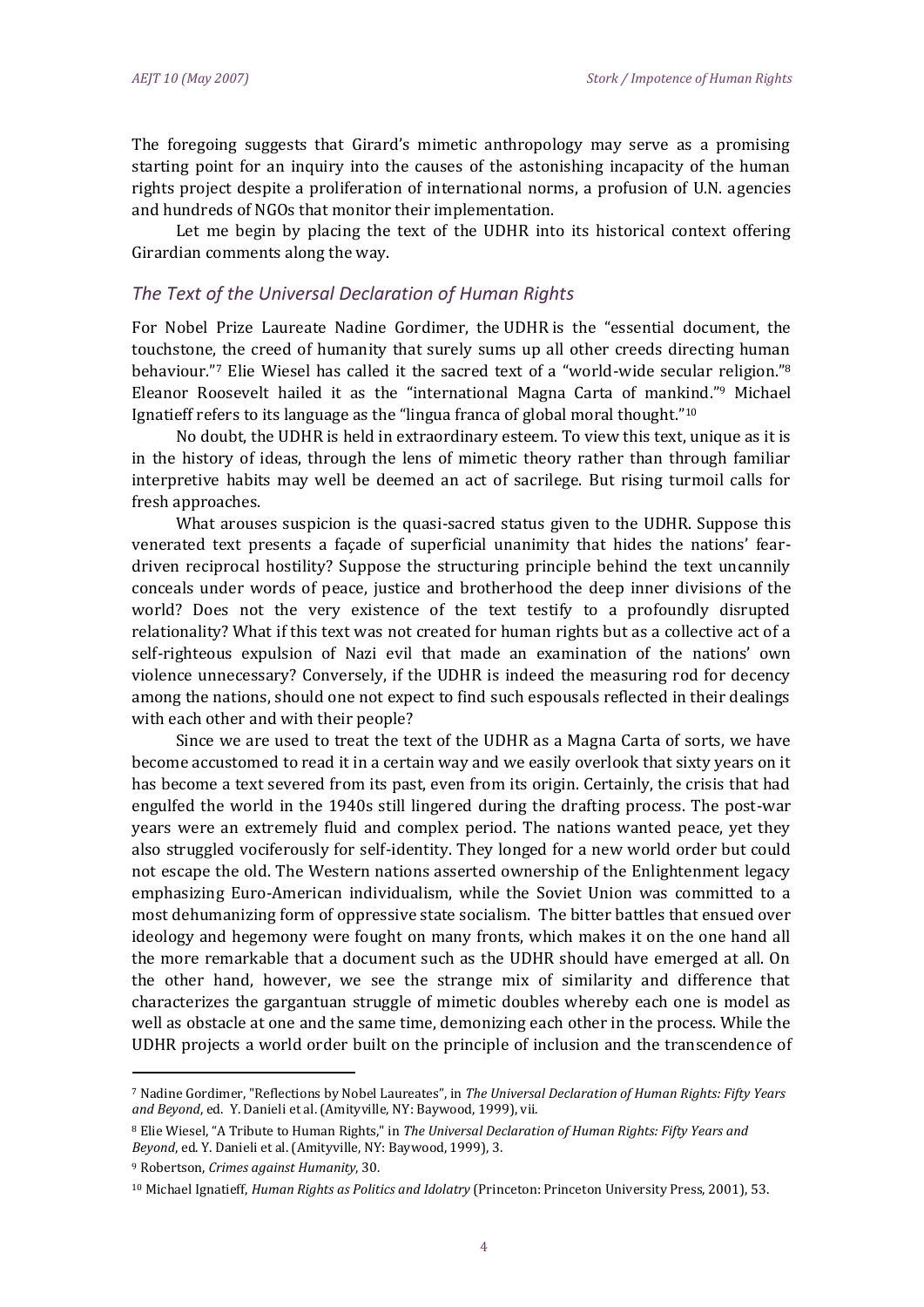The foregoing suggests that Girard's mimetic anthropology may serve as a promising starting point for an inquiry into the causes of the astonishing incapacity of the human rights project despite a proliferation of international norms, a profusion of U.N. agencies and hundreds of NGOs that monitor their implementation.

Let me begin by placing the text of the UDHR into its historical context offering Girardian comments along the way.

## *The Text of the Universal Declaration of Human Rights*

For Nobel Prize Laureate Nadine Gordimer, the UDHR is the "essential document, the touchstone, the creed of humanity that surely sums up all other creeds directing human behaviour."[7] Elie Wiesel has called it the sacred text of a "world-wide secular religion."[8] Eleanor Roosevelt hailed it as the "international Magna Carta of mankind."[9] Michael Ignatieff refers to its language as the "lingua franca of global moral thought."[10]

No doubt, the UDHR is held in extraordinary esteem. To view this text, unique as it is in the history of ideas, through the lens of mimetic theory rather than through familiar interpretive habits may well be deemed an act of sacrilege. But rising turmoil calls for fresh approaches.

What arouses suspicion is the quasi-sacred status given to the UDHR. Suppose this venerated text presents a façade of superficial unanimity that hides the nations' fear-driven reciprocal hostility? Suppose the structuring principle behind the text uncannily conceals under words of peace, justice and brotherhood the deep inner divisions of the world? Does not the very existence of the text testify to a profoundly disrupted relationality? What if this text was not created for human rights but as a collective act of a self-righteous expulsion of Nazi evil that made an examination of the nations' own violence unnecessary? Conversely, if the UDHR is indeed the measuring rod for decency among the nations, should one not expect to find such espousals reflected in their dealings with each other and with their people?

Since we are used to treat the text of the UDHR as a Magna Carta of sorts, we have become accustomed to read it in a certain way and we easily overlook that sixty years on it has become a text severed from its past, even from its origin. Certainly, the crisis that had engulfed the world in the 1940s still lingered during the drafting process. The post-war years were an extremely fluid and complex period. The nations wanted peace, yet they also struggled vociferously for self-identity. They longed for a new world order but could not escape the old. The Western nations asserted ownership of the Enlightenment legacy emphasizing Euro-American individualism, while the Soviet Union was committed to a most dehumanizing form of oppressive state socialism. The bitter battles that ensued over ideology and hegemony were fought on many fronts, which makes it on the one hand all the more remarkable that a document such as the UDHR should have emerged at all. On the other hand, however, we see the strange mix of similarity and difference that characterizes the gargantuan struggle of mimetic doubles whereby each one is model as well as obstacle at one and the same time, demonizing each other in the process. While the UDHR projects a world order built on the principle of inclusion and the transcendence of

---

[7] Nadine Gordimer, "Reflections by Nobel Laureates", in *The Universal Declaration of Human Rights: Fifty Years and Beyond*, ed. Y. Danieli et al. (Amityville, NY: Baywood, 1999), vii.

[8] Elie Wiesel, "A Tribute to Human Rights," in *The Universal Declaration of Human Rights: Fifty Years and Beyond*, ed. Y. Danieli et al. (Amityville, NY: Baywood, 1999), 3.

[9] Robertson, *Crimes against Humanity*, 30.

[10] Michael Ignatieff, *Human Rights as Politics and Idolatry* (Princeton: Princeton University Press, 2001), 53.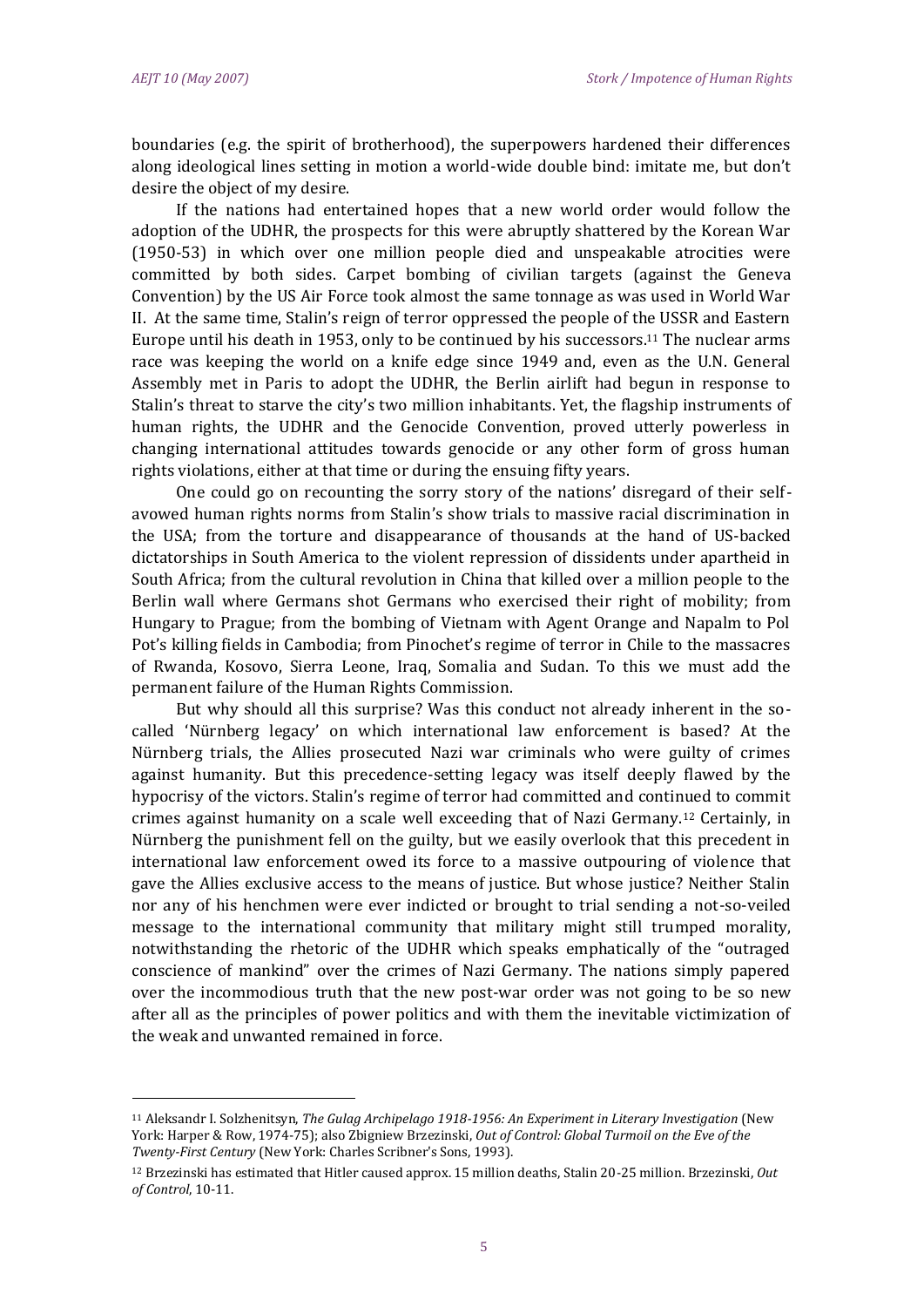boundaries (e.g. the spirit of brotherhood), the superpowers hardened their differences along ideological lines setting in motion a world-wide double bind: imitate me, but don't desire the object of my desire.

If the nations had entertained hopes that a new world order would follow the adoption of the UDHR, the prospects for this were abruptly shattered by the Korean War (1950-53) in which over one million people died and unspeakable atrocities were committed by both sides. Carpet bombing of civilian targets (against the Geneva Convention) by the US Air Force took almost the same tonnage as was used in World War II. At the same time, Stalin's reign of terror oppressed the people of the USSR and Eastern Europe until his death in 1953, only to be continued by his successors.[11] The nuclear arms race was keeping the world on a knife edge since 1949 and, even as the U.N. General Assembly met in Paris to adopt the UDHR, the Berlin airlift had begun in response to Stalin's threat to starve the city's two million inhabitants. Yet, the flagship instruments of human rights, the UDHR and the Genocide Convention, proved utterly powerless in changing international attitudes towards genocide or any other form of gross human rights violations, either at that time or during the ensuing fifty years.

One could go on recounting the sorry story of the nations' disregard of their self-avowed human rights norms from Stalin's show trials to massive racial discrimination in the USA; from the torture and disappearance of thousands at the hand of US-backed dictatorships in South America to the violent repression of dissidents under apartheid in South Africa; from the cultural revolution in China that killed over a million people to the Berlin wall where Germans shot Germans who exercised their right of mobility; from Hungary to Prague; from the bombing of Vietnam with Agent Orange and Napalm to Pol Pot's killing fields in Cambodia; from Pinochet's regime of terror in Chile to the massacres of Rwanda, Kosovo, Sierra Leone, Iraq, Somalia and Sudan. To this we must add the permanent failure of the Human Rights Commission.

But why should all this surprise? Was this conduct not already inherent in the so-called 'Nürnberg legacy' on which international law enforcement is based? At the Nürnberg trials, the Allies prosecuted Nazi war criminals who were guilty of crimes against humanity. But this precedence-setting legacy was itself deeply flawed by the hypocrisy of the victors. Stalin's regime of terror had committed and continued to commit crimes against humanity on a scale well exceeding that of Nazi Germany.[12] Certainly, in Nürnberg the punishment fell on the guilty, but we easily overlook that this precedent in international law enforcement owed its force to a massive outpouring of violence that gave the Allies exclusive access to the means of justice. But whose justice? Neither Stalin nor any of his henchmen were ever indicted or brought to trial sending a not-so-veiled message to the international community that military might still trumped morality, notwithstanding the rhetoric of the UDHR which speaks emphatically of the "outraged conscience of mankind" over the crimes of Nazi Germany. The nations simply papered over the incommodious truth that the new post-war order was not going to be so new after all as the principles of power politics and with them the inevitable victimization of the weak and unwanted remained in force.

---

[11] Aleksandr I. Solzhenitsyn, *The Gulag Archipelago 1918-1956: An Experiment in Literary Investigation* (New York: Harper & Row, 1974-75); also Zbigniew Brzezinski, *Out of Control: Global Turmoil on the Eve of the Twenty-First Century* (New York: Charles Scribner's Sons, 1993).

[12] Brzezinski has estimated that Hitler caused approx. 15 million deaths, Stalin 20-25 million. Brzezinski, *Out of Control*, 10-11.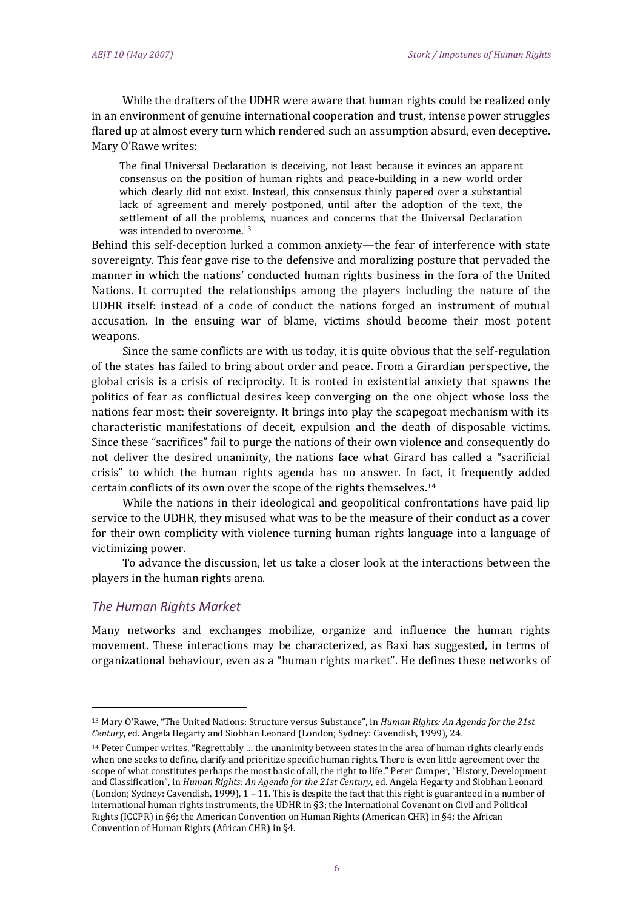While the drafters of the UDHR were aware that human rights could be realized only in an environment of genuine international cooperation and trust, intense power struggles flared up at almost every turn which rendered such an assumption absurd, even deceptive. Mary O'Rawe writes:

> The final Universal Declaration is deceiving, not least because it evinces an apparent consensus on the position of human rights and peace-building in a new world order which clearly did not exist. Instead, this consensus thinly papered over a substantial lack of agreement and merely postponed, until after the adoption of the text, the settlement of all the problems, nuances and concerns that the Universal Declaration was intended to overcome.[13]

Behind this self-deception lurked a common anxiety—the fear of interference with state sovereignty. This fear gave rise to the defensive and moralizing posture that pervaded the manner in which the nations' conducted human rights business in the fora of the United Nations. It corrupted the relationships among the players including the nature of the UDHR itself: instead of a code of conduct the nations forged an instrument of mutual accusation. In the ensuing war of blame, victims should become their most potent weapons.

Since the same conflicts are with us today, it is quite obvious that the self-regulation of the states has failed to bring about order and peace. From a Girardian perspective, the global crisis is a crisis of reciprocity. It is rooted in existential anxiety that spawns the politics of fear as conflictual desires keep converging on the one object whose loss the nations fear most: their sovereignty. It brings into play the scapegoat mechanism with its characteristic manifestations of deceit, expulsion and the death of disposable victims. Since these "sacrifices" fail to purge the nations of their own violence and consequently do not deliver the desired unanimity, the nations face what Girard has called a "sacrificial crisis" to which the human rights agenda has no answer. In fact, it frequently added certain conflicts of its own over the scope of the rights themselves.[14]

While the nations in their ideological and geopolitical confrontations have paid lip service to the UDHR, they misused what was to be the measure of their conduct as a cover for their own complicity with violence turning human rights language into a language of victimizing power.

To advance the discussion, let us take a closer look at the interactions between the players in the human rights arena.

## *The Human Rights Market*

Many networks and exchanges mobilize, organize and influence the human rights movement. These interactions may be characterized, as Baxi has suggested, in terms of organizational behaviour, even as a "human rights market". He defines these networks of

---

[13] Mary O'Rawe, "The United Nations: Structure versus Substance", in *Human Rights: An Agenda for the 21st Century*, ed. Angela Hegarty and Siobhan Leonard (London; Sydney: Cavendish, 1999), 24.

[14] Peter Cumper writes, "Regrettably … the unanimity between states in the area of human rights clearly ends when one seeks to define, clarify and prioritize specific human rights. There is even little agreement over the scope of what constitutes perhaps the most basic of all, the right to life." Peter Cumper, "History, Development and Classification", in *Human Rights: An Agenda for the 21st Century*, ed. Angela Hegarty and Siobhan Leonard (London; Sydney: Cavendish, 1999), 1 – 11. This is despite the fact that this right is guaranteed in a number of international human rights instruments, the UDHR in §3; the International Covenant on Civil and Political Rights (ICCPR) in §6; the American Convention on Human Rights (American CHR) in §4; the African Convention of Human Rights (African CHR) in §4.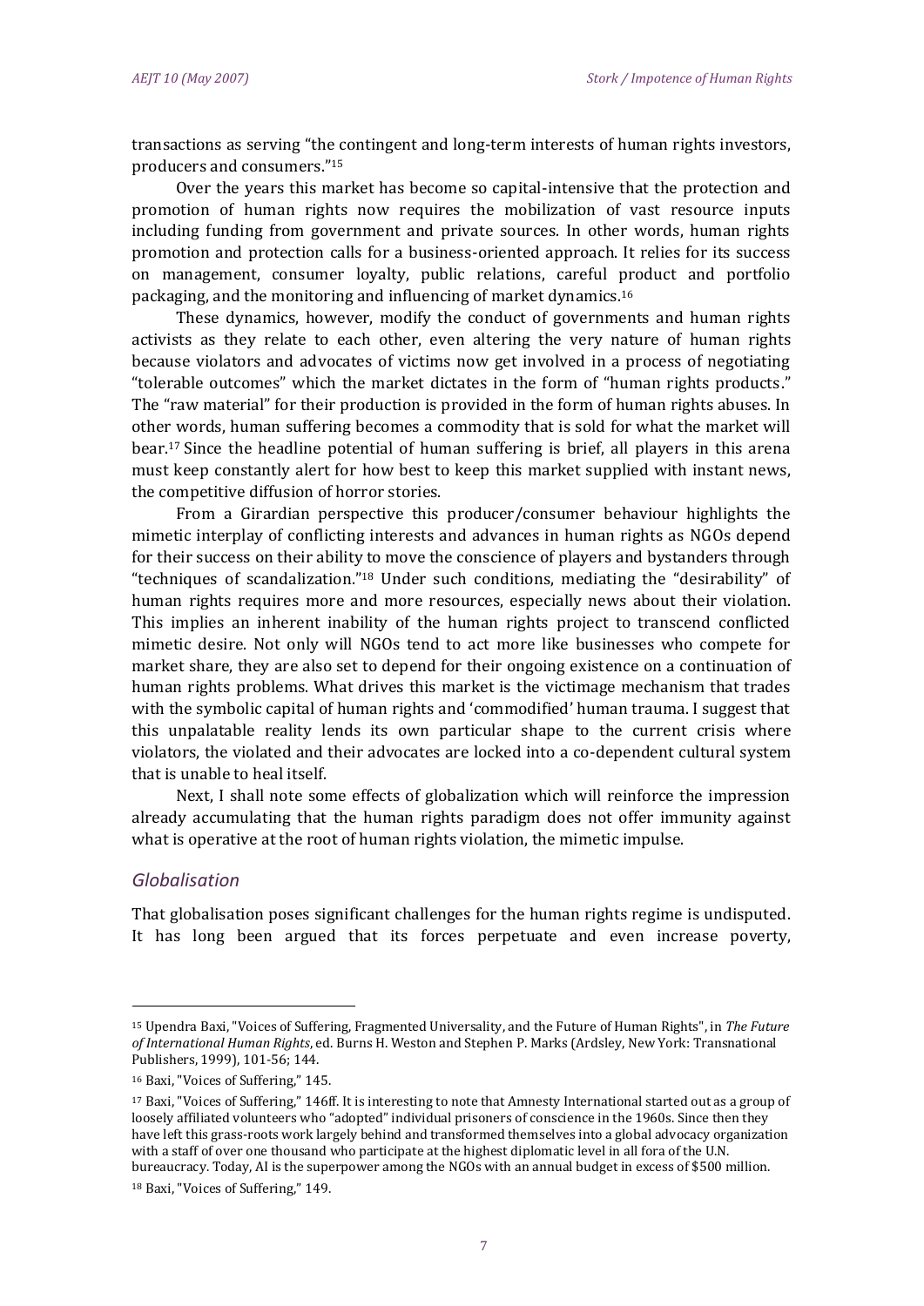transactions as serving "the contingent and long-term interests of human rights investors, producers and consumers."[15]

Over the years this market has become so capital-intensive that the protection and promotion of human rights now requires the mobilization of vast resource inputs including funding from government and private sources. In other words, human rights promotion and protection calls for a business-oriented approach. It relies for its success on management, consumer loyalty, public relations, careful product and portfolio packaging, and the monitoring and influencing of market dynamics.[16]

These dynamics, however, modify the conduct of governments and human rights activists as they relate to each other, even altering the very nature of human rights because violators and advocates of victims now get involved in a process of negotiating "tolerable outcomes" which the market dictates in the form of "human rights products." The "raw material" for their production is provided in the form of human rights abuses. In other words, human suffering becomes a commodity that is sold for what the market will bear.[17] Since the headline potential of human suffering is brief, all players in this arena must keep constantly alert for how best to keep this market supplied with instant news, the competitive diffusion of horror stories.

From a Girardian perspective this producer/consumer behaviour highlights the mimetic interplay of conflicting interests and advances in human rights as NGOs depend for their success on their ability to move the conscience of players and bystanders through "techniques of scandalization."[18] Under such conditions, mediating the "desirability" of human rights requires more and more resources, especially news about their violation. This implies an inherent inability of the human rights project to transcend conflicted mimetic desire. Not only will NGOs tend to act more like businesses who compete for market share, they are also set to depend for their ongoing existence on a continuation of human rights problems. What drives this market is the victimage mechanism that trades with the symbolic capital of human rights and 'commodified' human trauma. I suggest that this unpalatable reality lends its own particular shape to the current crisis where violators, the violated and their advocates are locked into a co-dependent cultural system that is unable to heal itself.

Next, I shall note some effects of globalization which will reinforce the impression already accumulating that the human rights paradigm does not offer immunity against what is operative at the root of human rights violation, the mimetic impulse.

### *Globalisation*

That globalisation poses significant challenges for the human rights regime is undisputed. It has long been argued that its forces perpetuate and even increase poverty,

---

[15] Upendra Baxi, "Voices of Suffering, Fragmented Universality, and the Future of Human Rights", in *The Future of International Human Rights*, ed. Burns H. Weston and Stephen P. Marks (Ardsley, New York: Transnational Publishers, 1999), 101-56; 144.

[16] Baxi, "Voices of Suffering," 145.

[17] Baxi, "Voices of Suffering," 146ff. It is interesting to note that Amnesty International started out as a group of loosely affiliated volunteers who "adopted" individual prisoners of conscience in the 1960s. Since then they have left this grass-roots work largely behind and transformed themselves into a global advocacy organization with a staff of over one thousand who participate at the highest diplomatic level in all fora of the U.N. bureaucracy. Today, AI is the superpower among the NGOs with an annual budget in excess of $500 million.

[18] Baxi, "Voices of Suffering," 149.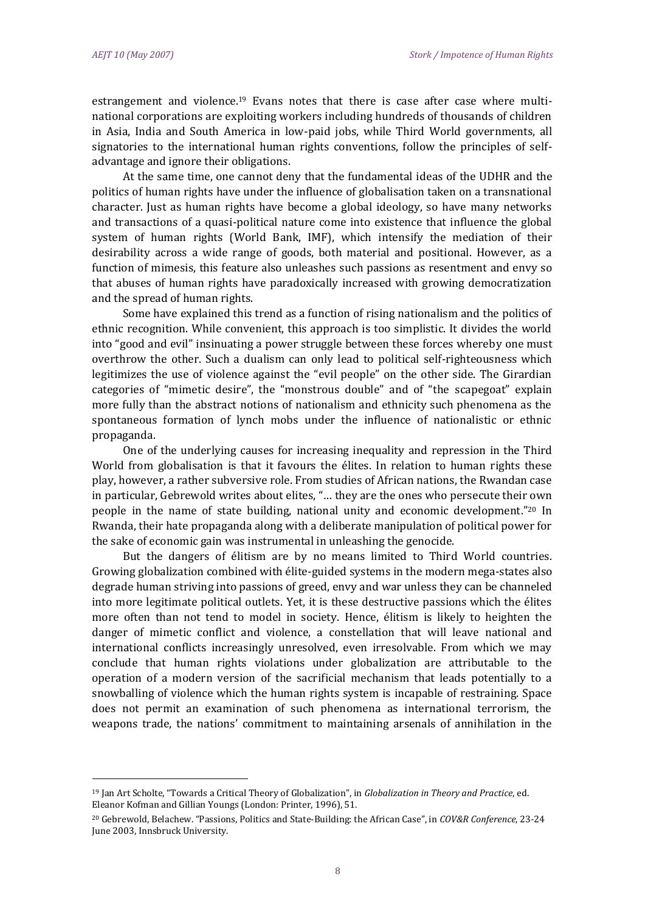estrangement and violence.[19] Evans notes that there is case after case where multinational corporations are exploiting workers including hundreds of thousands of children in Asia, India and South America in low-paid jobs, while Third World governments, all signatories to the international human rights conventions, follow the principles of self-advantage and ignore their obligations.

At the same time, one cannot deny that the fundamental ideas of the UDHR and the politics of human rights have under the influence of globalisation taken on a transnational character. Just as human rights have become a global ideology, so have many networks and transactions of a quasi-political nature come into existence that influence the global system of human rights (World Bank, IMF), which intensify the mediation of their desirability across a wide range of goods, both material and positional. However, as a function of mimesis, this feature also unleashes such passions as resentment and envy so that abuses of human rights have paradoxically increased with growing democratization and the spread of human rights.

Some have explained this trend as a function of rising nationalism and the politics of ethnic recognition. While convenient, this approach is too simplistic. It divides the world into "good and evil" insinuating a power struggle between these forces whereby one must overthrow the other. Such a dualism can only lead to political self-righteousness which legitimizes the use of violence against the "evil people" on the other side. The Girardian categories of "mimetic desire", the "monstrous double" and of "the scapegoat" explain more fully than the abstract notions of nationalism and ethnicity such phenomena as the spontaneous formation of lynch mobs under the influence of nationalistic or ethnic propaganda.

One of the underlying causes for increasing inequality and repression in the Third World from globalisation is that it favours the élites. In relation to human rights these play, however, a rather subversive role. From studies of African nations, the Rwandan case in particular, Gebrewold writes about elites, "… they are the ones who persecute their own people in the name of state building, national unity and economic development."[20] In Rwanda, their hate propaganda along with a deliberate manipulation of political power for the sake of economic gain was instrumental in unleashing the genocide.

But the dangers of élitism are by no means limited to Third World countries. Growing globalization combined with élite-guided systems in the modern mega-states also degrade human striving into passions of greed, envy and war unless they can be channeled into more legitimate political outlets. Yet, it is these destructive passions which the élites more often than not tend to model in society. Hence, élitism is likely to heighten the danger of mimetic conflict and violence, a constellation that will leave national and international conflicts increasingly unresolved, even irresolvable. From which we may conclude that human rights violations under globalization are attributable to the operation of a modern version of the sacrificial mechanism that leads potentially to a snowballing of violence which the human rights system is incapable of restraining. Space does not permit an examination of such phenomena as international terrorism, the weapons trade, the nations' commitment to maintaining arsenals of annihilation in the

---

[19] Jan Art Scholte, "Towards a Critical Theory of Globalization", in *Globalization in Theory and Practice*, ed. Eleanor Kofman and Gillian Youngs (London: Printer, 1996), 51.

[20] Gebrewold, Belachew. "Passions, Politics and State-Building: the African Case", in *COV&R Conference*, 23-24 June 2003, Innsbruck University.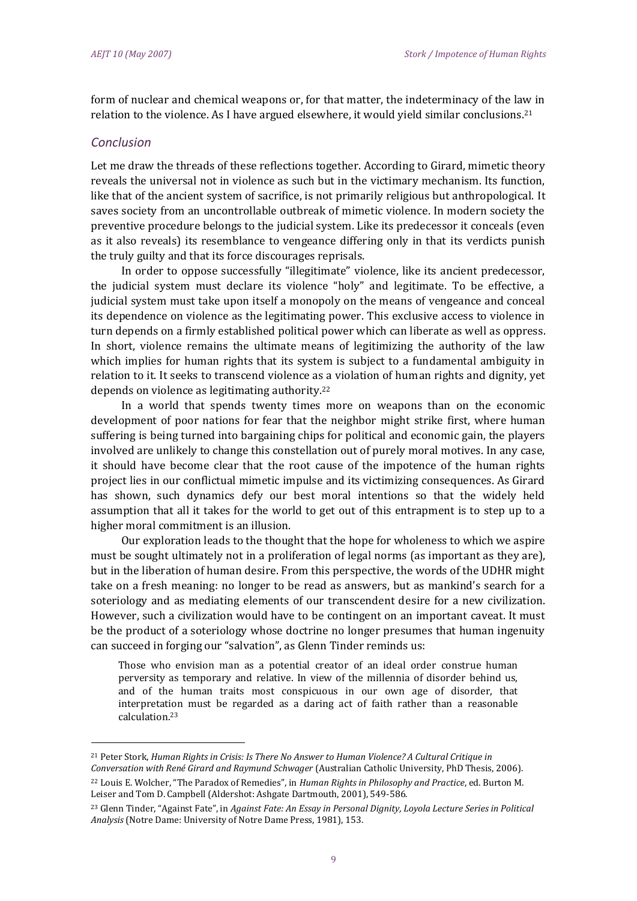form of nuclear and chemical weapons or, for that matter, the indeterminacy of the law in relation to the violence. As I have argued elsewhere, it would yield similar conclusions.[21]

## *Conclusion*

Let me draw the threads of these reflections together. According to Girard, mimetic theory reveals the universal not in violence as such but in the victimary mechanism. Its function, like that of the ancient system of sacrifice, is not primarily religious but anthropological. It saves society from an uncontrollable outbreak of mimetic violence. In modern society the preventive procedure belongs to the judicial system. Like its predecessor it conceals (even as it also reveals) its resemblance to vengeance differing only in that its verdicts punish the truly guilty and that its force discourages reprisals.

In order to oppose successfully "illegitimate" violence, like its ancient predecessor, the judicial system must declare its violence "holy" and legitimate. To be effective, a judicial system must take upon itself a monopoly on the means of vengeance and conceal its dependence on violence as the legitimating power. This exclusive access to violence in turn depends on a firmly established political power which can liberate as well as oppress. In short, violence remains the ultimate means of legitimizing the authority of the law which implies for human rights that its system is subject to a fundamental ambiguity in relation to it. It seeks to transcend violence as a violation of human rights and dignity, yet depends on violence as legitimating authority.[22]

In a world that spends twenty times more on weapons than on the economic development of poor nations for fear that the neighbor might strike first, where human suffering is being turned into bargaining chips for political and economic gain, the players involved are unlikely to change this constellation out of purely moral motives. In any case, it should have become clear that the root cause of the impotence of the human rights project lies in our conflictual mimetic impulse and its victimizing consequences. As Girard has shown, such dynamics defy our best moral intentions so that the widely held assumption that all it takes for the world to get out of this entrapment is to step up to a higher moral commitment is an illusion.

Our exploration leads to the thought that the hope for wholeness to which we aspire must be sought ultimately not in a proliferation of legal norms (as important as they are), but in the liberation of human desire. From this perspective, the words of the UDHR might take on a fresh meaning: no longer to be read as answers, but as mankind's search for a soteriology and as mediating elements of our transcendent desire for a new civilization. However, such a civilization would have to be contingent on an important caveat. It must be the product of a soteriology whose doctrine no longer presumes that human ingenuity can succeed in forging our "salvation", as Glenn Tinder reminds us:

> Those who envision man as a potential creator of an ideal order construe human perversity as temporary and relative. In view of the millennia of disorder behind us, and of the human traits most conspicuous in our own age of disorder, that interpretation must be regarded as a daring act of faith rather than a reasonable calculation.[23]

---

[21] Peter Stork, *Human Rights in Crisis: Is There No Answer to Human Violence? A Cultural Critique in Conversation with René Girard and Raymund Schwager* (Australian Catholic University, PhD Thesis, 2006).

[22] Louis E. Wolcher, "The Paradox of Remedies", in *Human Rights in Philosophy and Practice*, ed. Burton M. Leiser and Tom D. Campbell (Aldershot: Ashgate Dartmouth, 2001), 549-586.

[23] Glenn Tinder, "Against Fate", in *Against Fate: An Essay in Personal Dignity, Loyola Lecture Series in Political Analysis* (Notre Dame: University of Notre Dame Press, 1981), 153.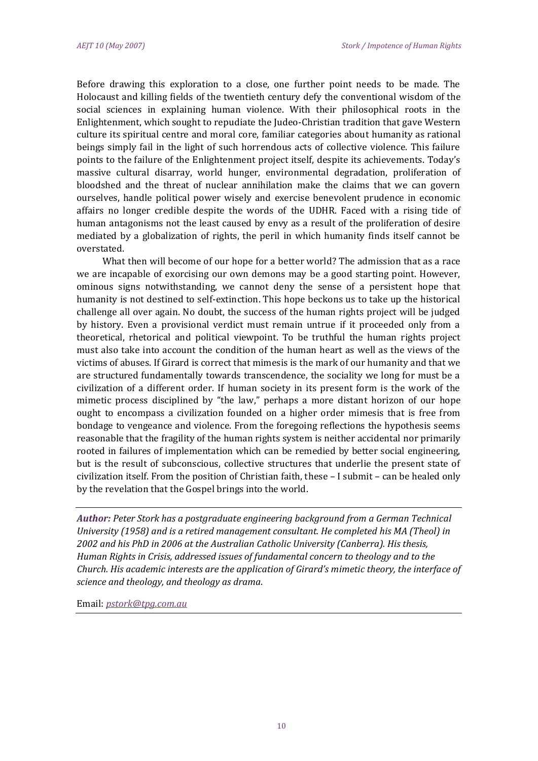Before drawing this exploration to a close, one further point needs to be made. The Holocaust and killing fields of the twentieth century defy the conventional wisdom of the social sciences in explaining human violence. With their philosophical roots in the Enlightenment, which sought to repudiate the Judeo-Christian tradition that gave Western culture its spiritual centre and moral core, familiar categories about humanity as rational beings simply fail in the light of such horrendous acts of collective violence. This failure points to the failure of the Enlightenment project itself, despite its achievements. Today's massive cultural disarray, world hunger, environmental degradation, proliferation of bloodshed and the threat of nuclear annihilation make the claims that we can govern ourselves, handle political power wisely and exercise benevolent prudence in economic affairs no longer credible despite the words of the UDHR. Faced with a rising tide of human antagonisms not the least caused by envy as a result of the proliferation of desire mediated by a globalization of rights, the peril in which humanity finds itself cannot be overstated.

What then will become of our hope for a better world? The admission that as a race we are incapable of exorcising our own demons may be a good starting point. However, ominous signs notwithstanding, we cannot deny the sense of a persistent hope that humanity is not destined to self-extinction. This hope beckons us to take up the historical challenge all over again. No doubt, the success of the human rights project will be judged by history. Even a provisional verdict must remain untrue if it proceeded only from a theoretical, rhetorical and political viewpoint. To be truthful the human rights project must also take into account the condition of the human heart as well as the views of the victims of abuses. If Girard is correct that mimesis is the mark of our humanity and that we are structured fundamentally towards transcendence, the sociality we long for must be a civilization of a different order. If human society in its present form is the work of the mimetic process disciplined by "the law," perhaps a more distant horizon of our hope ought to encompass a civilization founded on a higher order mimesis that is free from bondage to vengeance and violence. From the foregoing reflections the hypothesis seems reasonable that the fragility of the human rights system is neither accidental nor primarily rooted in failures of implementation which can be remedied by better social engineering, but is the result of subconscious, collective structures that underlie the present state of civilization itself. From the position of Christian faith, these – I submit – can be healed only by the revelation that the Gospel brings into the world.

---

***Author:*** *Peter Stork has a postgraduate engineering background from a German Technical University (1958) and is a retired management consultant. He completed his MA (Theol) in 2002 and his PhD in 2006 at the Australian Catholic University (Canberra). His thesis, Human Rights in Crisis, addressed issues of fundamental concern to theology and to the Church. His academic interests are the application of Girard's mimetic theory, the interface of science and theology, and theology as drama.*

Email: pstork@tpg.com.au